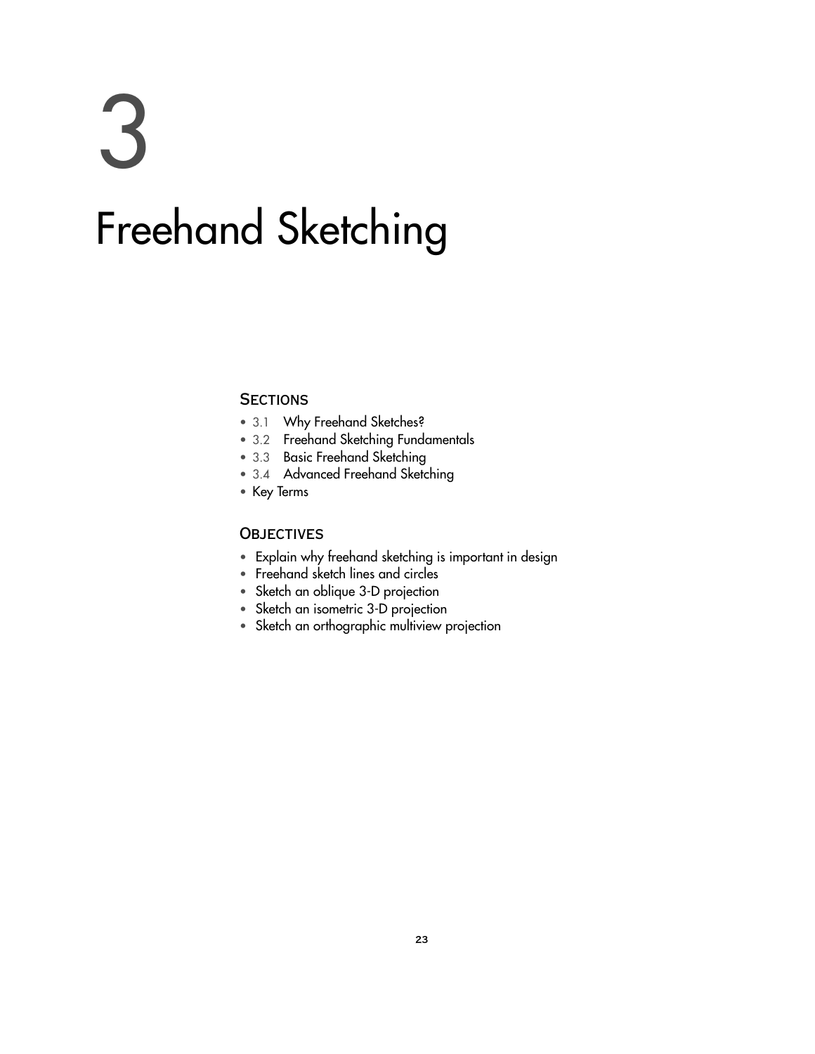# 3

# Freehand Sketching

## Sections

- 3.1 Why Freehand Sketches?
- 3.2 Freehand Sketching Fundamentals
- 3.3 Basic Freehand Sketching
- 3.4 Advanced Freehand Sketching
- Key Terms

## Objectives

- Explain why freehand sketching is important in design
- Freehand sketch lines and circles
- Sketch an oblique 3-D projection
- Sketch an isometric 3-D projection
- Sketch an orthographic multiview projection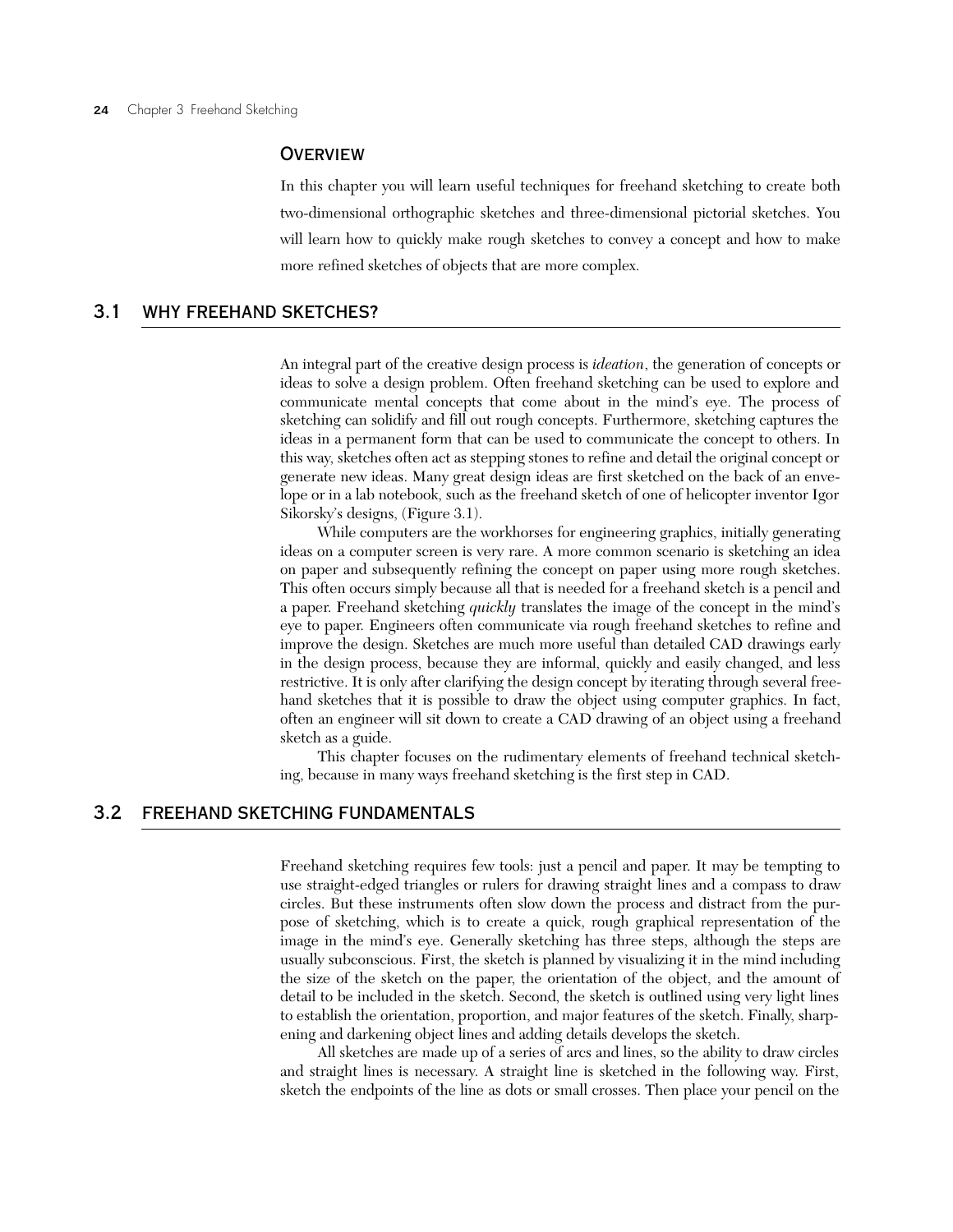## Overview

In this chapter you will learn useful techniques for freehand sketching to create both two-dimensional orthographic sketches and three-dimensional pictorial sketches. You will learn how to quickly make rough sketches to convey a concept and how to make more refined sketches of objects that are more complex.

## 3.1 WHY FREEHAND SKETCHES?

An integral part of the creative design process is *ideation*, the generation of concepts or ideas to solve a design problem. Often freehand sketching can be used to explore and communicate mental concepts that come about in the mind's eye. The process of sketching can solidify and fill out rough concepts. Furthermore, sketching captures the ideas in a permanent form that can be used to communicate the concept to others. In this way, sketches often act as stepping stones to refine and detail the original concept or generate new ideas. Many great design ideas are first sketched on the back of an envelope or in a lab notebook, such as the freehand sketch of one of helicopter inventor Igor Sikorsky's designs, (Figure 3.1).

While computers are the workhorses for engineering graphics, initially generating ideas on a computer screen is very rare. A more common scenario is sketching an idea on paper and subsequently refining the concept on paper using more rough sketches. This often occurs simply because all that is needed for a freehand sketch is a pencil and a paper. Freehand sketching *quickly* translates the image of the concept in the mind's eye to paper. Engineers often communicate via rough freehand sketches to refine and improve the design. Sketches are much more useful than detailed CAD drawings early in the design process, because they are informal, quickly and easily changed, and less restrictive. It is only after clarifying the design concept by iterating through several freehand sketches that it is possible to draw the object using computer graphics. In fact, often an engineer will sit down to create a CAD drawing of an object using a freehand sketch as a guide.

This chapter focuses on the rudimentary elements of freehand technical sketching, because in many ways freehand sketching is the first step in CAD.

## 3.2 FREEHAND SKETCHING FUNDAMENTALS

Freehand sketching requires few tools: just a pencil and paper. It may be tempting to use straight-edged triangles or rulers for drawing straight lines and a compass to draw circles. But these instruments often slow down the process and distract from the purpose of sketching, which is to create a quick, rough graphical representation of the image in the mind's eye. Generally sketching has three steps, although the steps are usually subconscious. First, the sketch is planned by visualizing it in the mind including the size of the sketch on the paper, the orientation of the object, and the amount of detail to be included in the sketch. Second, the sketch is outlined using very light lines to establish the orientation, proportion, and major features of the sketch. Finally, sharpening and darkening object lines and adding details develops the sketch.

All sketches are made up of a series of arcs and lines, so the ability to draw circles and straight lines is necessary. A straight line is sketched in the following way. First, sketch the endpoints of the line as dots or small crosses. Then place your pencil on the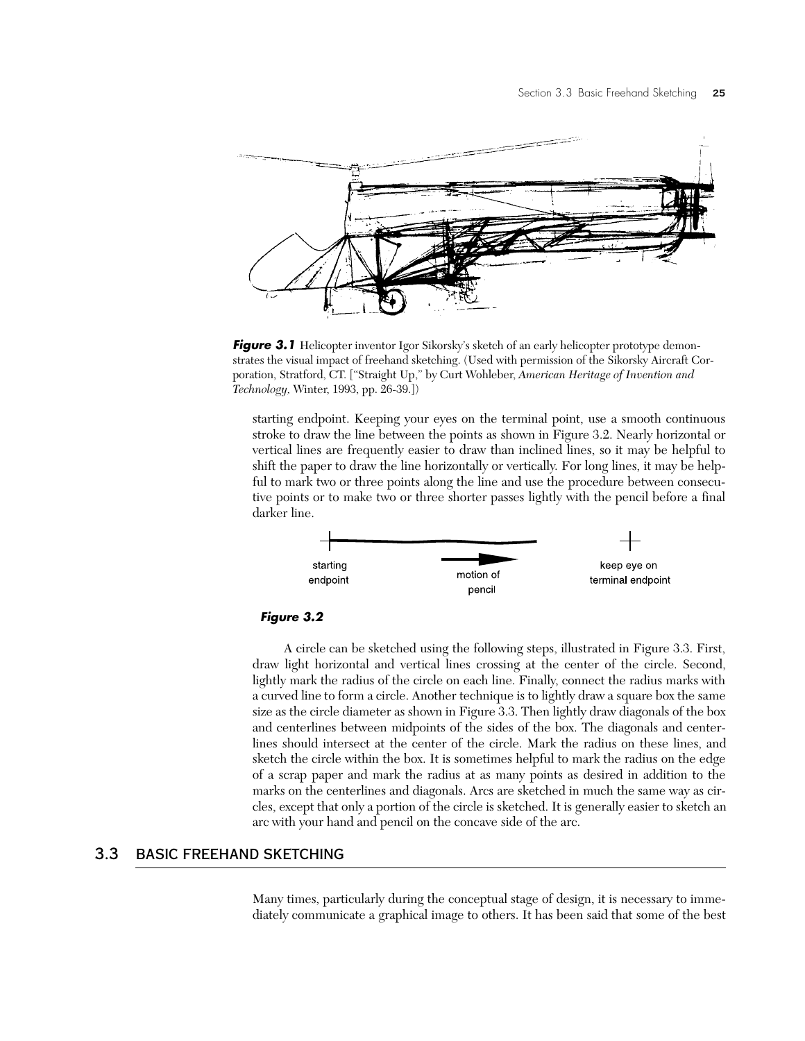*Figure 3.1* Helicopter inventor Igor Sikorsky's sketch of an early helicopter prototype demonstrates the visual impact of freehand sketching. (Used with permission of the Sikorsky Aircraft Corporation, Stratford, CT. ["Straight Up," by Curt Wohleber, *American Heritage of Invention and Technology,* Winter, 1993, pp. 26-39.])

starting endpoint. Keeping your eyes on the terminal point, use a smooth continuous stroke to draw the line between the points as shown in Figure 3.2. Nearly horizontal or vertical lines are frequently easier to draw than inclined lines, so it may be helpful to shift the paper to draw the line horizontally or vertically. For long lines, it may be helpful to mark two or three points along the line and use the procedure between consecutive points or to make two or three shorter passes lightly with the pencil before a final darker line.

starting endpoint

motion of pencil

keep eye on terminal endpoint

*Figure 3.2*

A circle can be sketched using the following steps, illustrated in Figure 3.3. First, draw light horizontal and vertical lines crossing at the center of the circle. Second, lightly mark the radius of the circle on each line. Finally, connect the radius marks with a curved line to form a circle. Another technique is to lightly draw a square box the same size as the circle diameter as shown in Figure 3.3. Then lightly draw diagonals of the box and centerlines between midpoints of the sides of the box. The diagonals and centerlines should intersect at the center of the circle. Mark the radius on these lines, and sketch the circle within the box. It is sometimes helpful to mark the radius on the edge of a scrap paper and mark the radius at as many points as desired in addition to the marks on the centerlines and diagonals. Arcs are sketched in much the same way as circles, except that only a portion of the circle is sketched. It is generally easier to sketch an arc with your hand and pencil on the concave side of the arc.

## 3.3 BASIC FREEHAND SKETCHING

Many times, particularly during the conceptual stage of design, it is necessary to immediately communicate a graphical image to others. It has been said that some of the best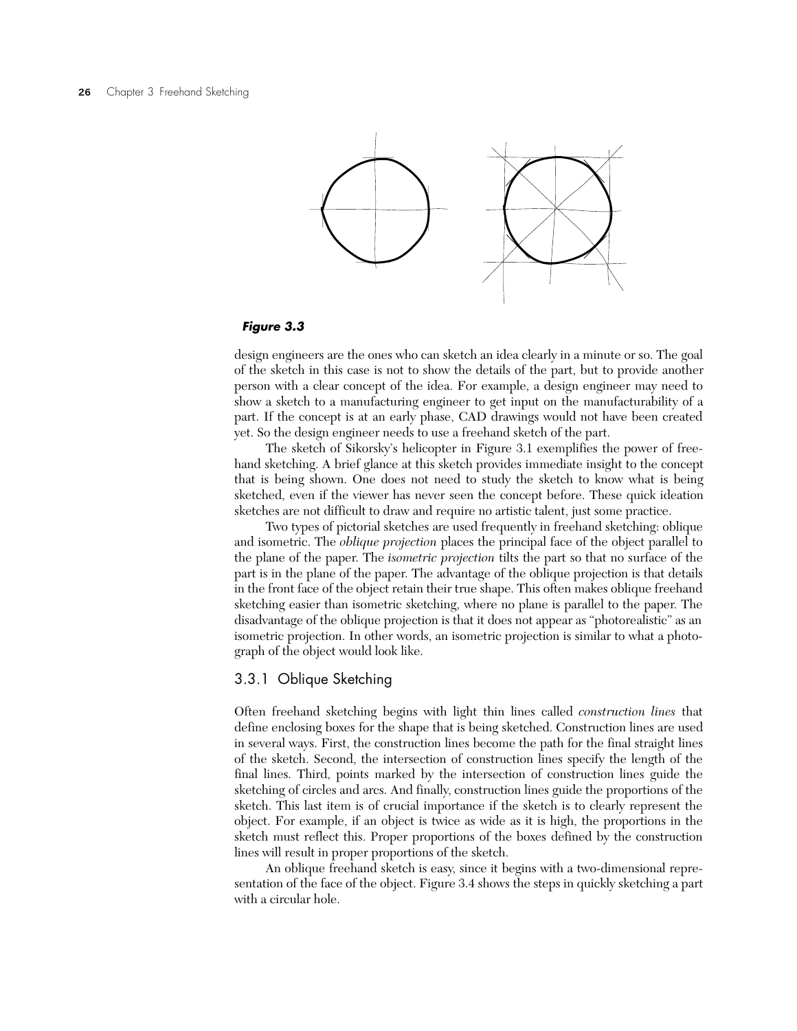**Figure 3.3**

design engineers are the ones who can sketch an idea clearly in a minute or so. The goal of the sketch in this case is not to show the details of the part, but to provide another person with a clear concept of the idea. For example, a design engineer may need to show a sketch to a manufacturing engineer to get input on the manufacturability of a part. If the concept is at an early phase, CAD drawings would not have been created yet. So the design engineer needs to use a freehand sketch of the part.

The sketch of Sikorsky's helicopter in Figure 3.1 exemplifies the power of freehand sketching. A brief glance at this sketch provides immediate insight to the concept that is being shown. One does not need to study the sketch to know what is being sketched, even if the viewer has never seen the concept before. These quick ideation sketches are not difficult to draw and require no artistic talent, just some practice.

Two types of pictorial sketches are used frequently in freehand sketching: oblique and isometric. The *oblique projection* places the principal face of the object parallel to the plane of the paper. The *isometric projection* tilts the part so that no surface of the part is in the plane of the paper. The advantage of the oblique projection is that details in the front face of the object retain their true shape. This often makes oblique freehand sketching easier than isometric sketching, where no plane is parallel to the paper. The disadvantage of the oblique projection is that it does not appear as "photorealistic" as an isometric projection. In other words, an isometric projection is similar to what a photograph of the object would look like.

### 3.3.1 Oblique Sketching

Often freehand sketching begins with light thin lines called *construction lines* that define enclosing boxes for the shape that is being sketched. Construction lines are used in several ways. First, the construction lines become the path for the final straight lines of the sketch. Second, the intersection of construction lines specify the length of the final lines. Third, points marked by the intersection of construction lines guide the sketching of circles and arcs. And finally, construction lines guide the proportions of the sketch. This last item is of crucial importance if the sketch is to clearly represent the object. For example, if an object is twice as wide as it is high, the proportions in the sketch must reflect this. Proper proportions of the boxes defined by the construction lines will result in proper proportions of the sketch.

An oblique freehand sketch is easy, since it begins with a two-dimensional representation of the face of the object. Figure 3.4 shows the steps in quickly sketching a part with a circular hole.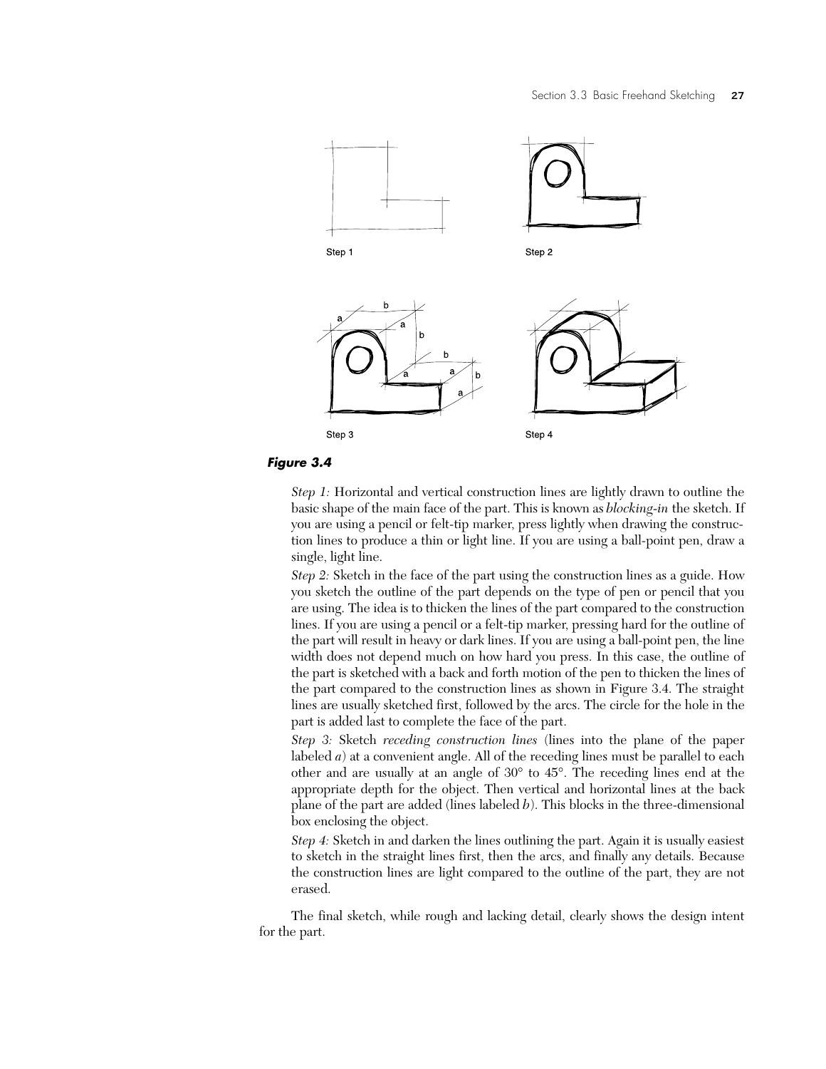Step 1

Step 2

b
a
a
b
b
a
a
b
a

Step 3

Step 4

***Figure 3.4***

*Step 1:* Horizontal and vertical construction lines are lightly drawn to outline the basic shape of the main face of the part. This is known as *blocking-in* the sketch. If you are using a pencil or felt-tip marker, press lightly when drawing the construction lines to produce a thin or light line. If you are using a ball-point pen, draw a single, light line.

*Step 2:* Sketch in the face of the part using the construction lines as a guide. How you sketch the outline of the part depends on the type of pen or pencil that you are using. The idea is to thicken the lines of the part compared to the construction lines. If you are using a pencil or a felt-tip marker, pressing hard for the outline of the part will result in heavy or dark lines. If you are using a ball-point pen, the line width does not depend much on how hard you press. In this case, the outline of the part is sketched with a back and forth motion of the pen to thicken the lines of the part compared to the construction lines as shown in Figure 3.4. The straight lines are usually sketched first, followed by the arcs. The circle for the hole in the part is added last to complete the face of the part.

*Step 3:* Sketch *receding construction lines* (lines into the plane of the paper labeled *a*) at a convenient angle. All of the receding lines must be parallel to each other and are usually at an angle of 30° to 45°. The receding lines end at the appropriate depth for the object. Then vertical and horizontal lines at the back plane of the part are added (lines labeled *b*). This blocks in the three-dimensional box enclosing the object.

*Step 4:* Sketch in and darken the lines outlining the part. Again it is usually easiest to sketch in the straight lines first, then the arcs, and finally any details. Because the construction lines are light compared to the outline of the part, they are not erased.

The final sketch, while rough and lacking detail, clearly shows the design intent for the part.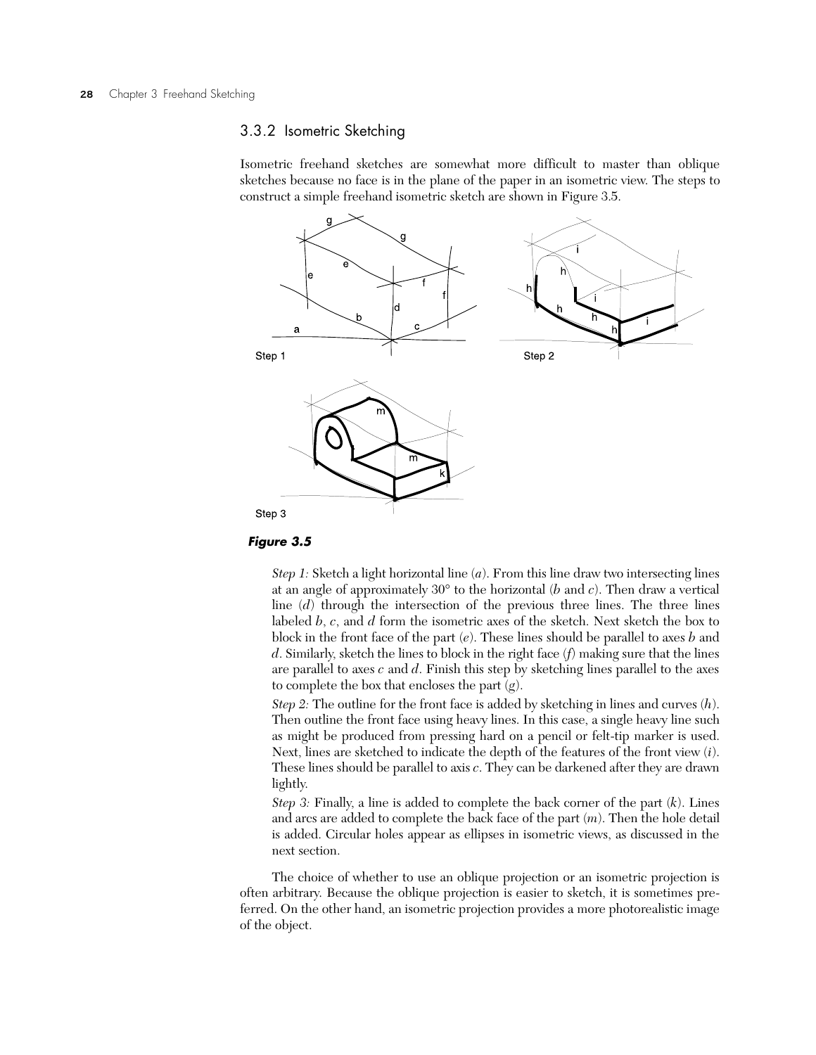### 3.3.2 Isometric Sketching

Isometric freehand sketches are somewhat more difficult to master than oblique sketches because no face is in the plane of the paper in an isometric view. The steps to construct a simple freehand isometric sketch are shown in Figure 3.5.

Step 1

Step 2

Step 3

***Figure 3.5***

*Step 1:* Sketch a light horizontal line (*a*). From this line draw two intersecting lines at an angle of approximately 30° to the horizontal (*b* and *c*). Then draw a vertical line (*d*) through the intersection of the previous three lines. The three lines labeled *b*, *c*, and *d* form the isometric axes of the sketch. Next sketch the box to block in the front face of the part (*e*). These lines should be parallel to axes *b* and *d*. Similarly, sketch the lines to block in the right face (*f*) making sure that the lines are parallel to axes *c* and *d*. Finish this step by sketching lines parallel to the axes to complete the box that encloses the part (*g*).

*Step 2:* The outline for the front face is added by sketching in lines and curves (*h*). Then outline the front face using heavy lines. In this case, a single heavy line such as might be produced from pressing hard on a pencil or felt-tip marker is used. Next, lines are sketched to indicate the depth of the features of the front view (*i*). These lines should be parallel to axis *c*. They can be darkened after they are drawn lightly.

*Step 3:* Finally, a line is added to complete the back corner of the part (*k*). Lines and arcs are added to complete the back face of the part (*m*). Then the hole detail is added. Circular holes appear as ellipses in isometric views, as discussed in the next section.

The choice of whether to use an oblique projection or an isometric projection is often arbitrary. Because the oblique projection is easier to sketch, it is sometimes preferred. On the other hand, an isometric projection provides a more photorealistic image of the object.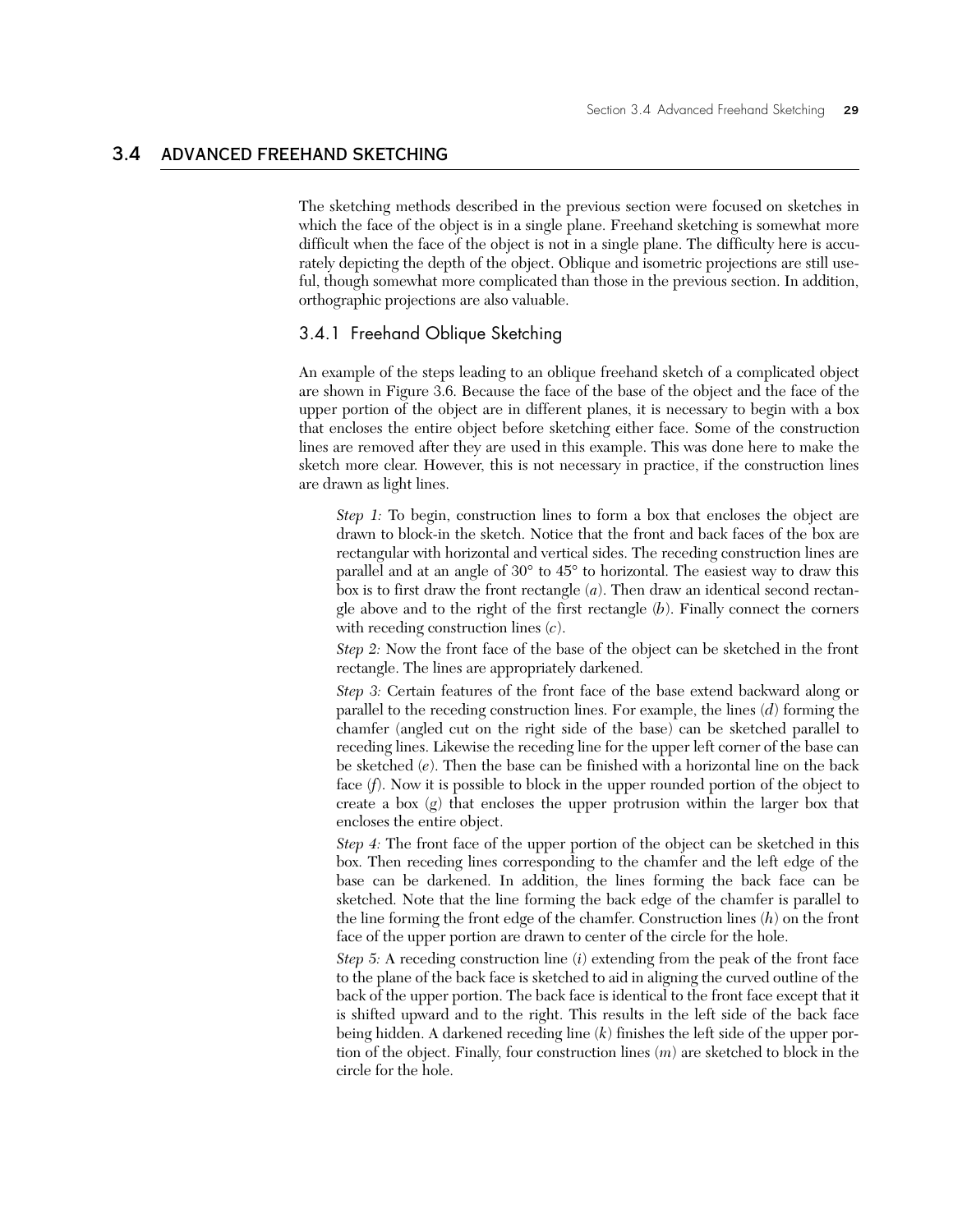## 3.4 ADVANCED FREEHAND SKETCHING

The sketching methods described in the previous section were focused on sketches in which the face of the object is in a single plane. Freehand sketching is somewhat more difficult when the face of the object is not in a single plane. The difficulty here is accurately depicting the depth of the object. Oblique and isometric projections are still useful, though somewhat more complicated than those in the previous section. In addition, orthographic projections are also valuable.

### 3.4.1 Freehand Oblique Sketching

An example of the steps leading to an oblique freehand sketch of a complicated object are shown in Figure 3.6. Because the face of the base of the object and the face of the upper portion of the object are in different planes, it is necessary to begin with a box that encloses the entire object before sketching either face. Some of the construction lines are removed after they are used in this example. This was done here to make the sketch more clear. However, this is not necessary in practice, if the construction lines are drawn as light lines.

*Step 1:* To begin, construction lines to form a box that encloses the object are drawn to block-in the sketch. Notice that the front and back faces of the box are rectangular with horizontal and vertical sides. The receding construction lines are parallel and at an angle of 30° to 45° to horizontal. The easiest way to draw this box is to first draw the front rectangle (*a*). Then draw an identical second rectangle above and to the right of the first rectangle (*b*). Finally connect the corners with receding construction lines (*c*).

*Step 2:* Now the front face of the base of the object can be sketched in the front rectangle. The lines are appropriately darkened.

*Step 3:* Certain features of the front face of the base extend backward along or parallel to the receding construction lines. For example, the lines (*d*) forming the chamfer (angled cut on the right side of the base) can be sketched parallel to receding lines. Likewise the receding line for the upper left corner of the base can be sketched (*e*). Then the base can be finished with a horizontal line on the back face (*f*). Now it is possible to block in the upper rounded portion of the object to create a box (*g*) that encloses the upper protrusion within the larger box that encloses the entire object.

*Step 4:* The front face of the upper portion of the object can be sketched in this box. Then receding lines corresponding to the chamfer and the left edge of the base can be darkened. In addition, the lines forming the back face can be sketched. Note that the line forming the back edge of the chamfer is parallel to the line forming the front edge of the chamfer. Construction lines (*h*) on the front face of the upper portion are drawn to center of the circle for the hole.

*Step 5:* A receding construction line (*i*) extending from the peak of the front face to the plane of the back face is sketched to aid in aligning the curved outline of the back of the upper portion. The back face is identical to the front face except that it is shifted upward and to the right. This results in the left side of the back face being hidden. A darkened receding line (*k*) finishes the left side of the upper portion of the object. Finally, four construction lines (*m*) are sketched to block in the circle for the hole.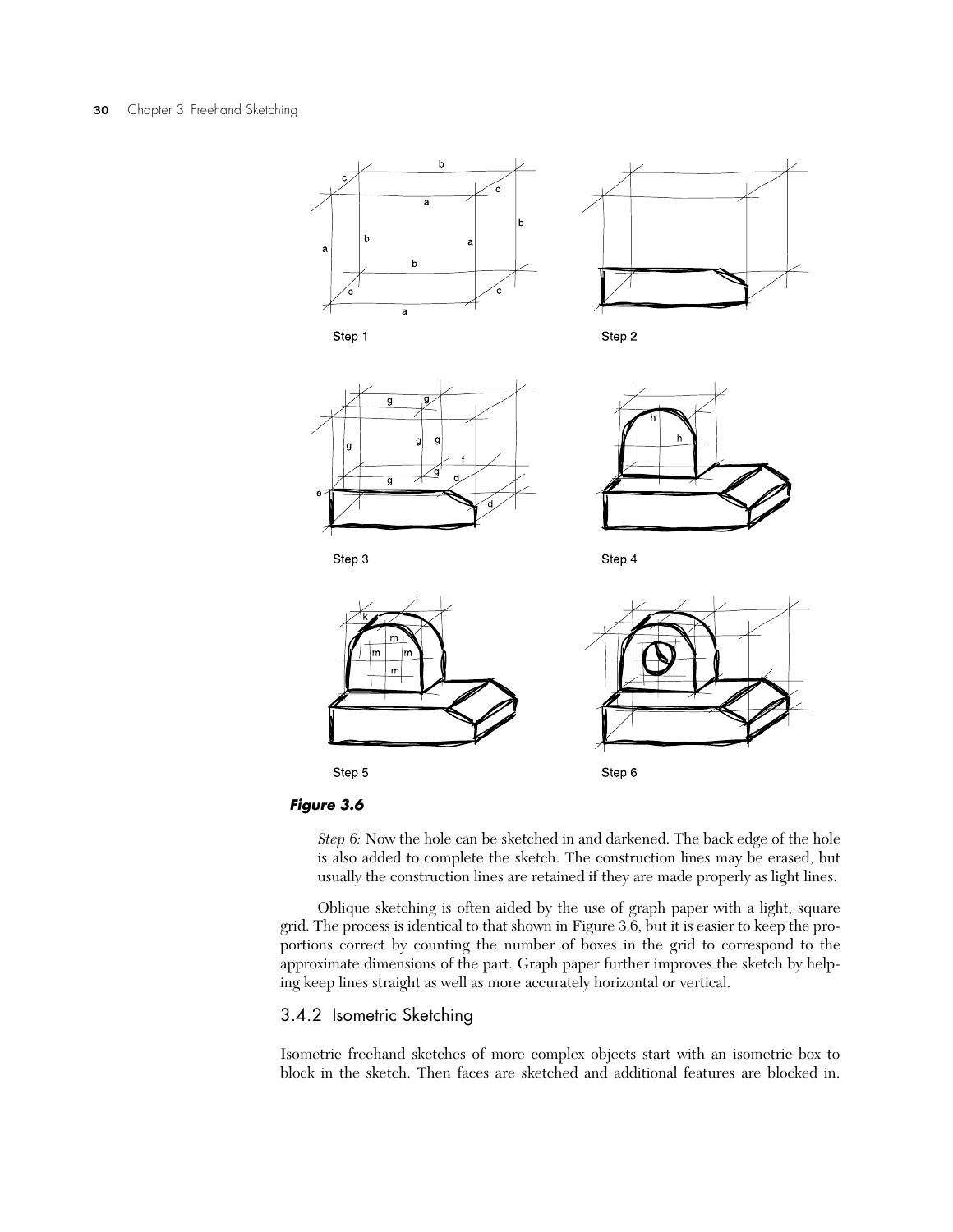Step 1

Step 2

Step 3

Step 4

Step 5

Step 6

***Figure 3.6***

*Step 6:* Now the hole can be sketched in and darkened. The back edge of the hole is also added to complete the sketch. The construction lines may be erased, but usually the construction lines are retained if they are made properly as light lines.

Oblique sketching is often aided by the use of graph paper with a light, square grid. The process is identical to that shown in Figure 3.6, but it is easier to keep the proportions correct by counting the number of boxes in the grid to correspond to the approximate dimensions of the part. Graph paper further improves the sketch by helping keep lines straight as well as more accurately horizontal or vertical.

### 3.4.2 Isometric Sketching

Isometric freehand sketches of more complex objects start with an isometric box to block in the sketch. Then faces are sketched and additional features are blocked in.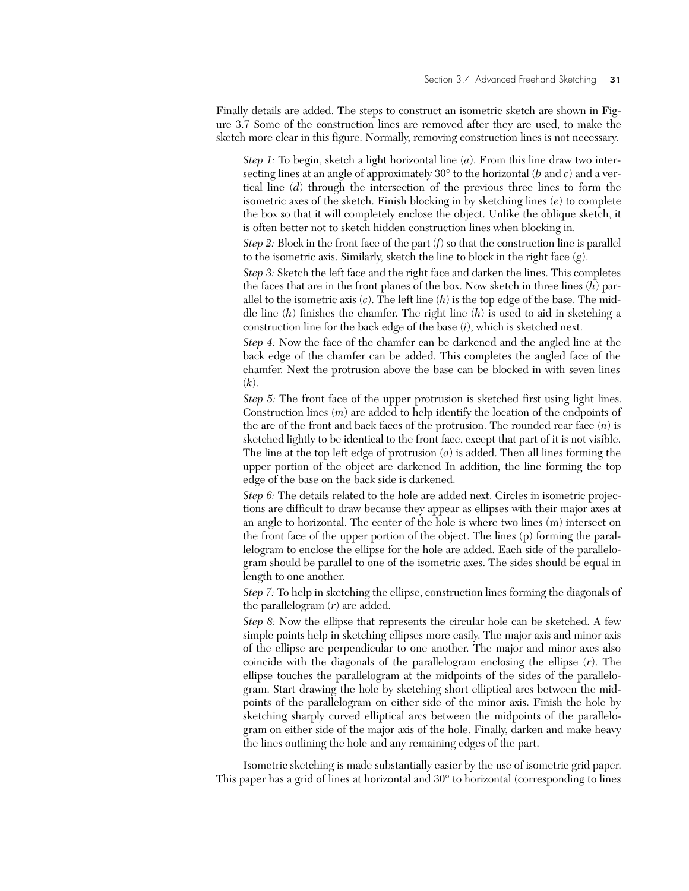Finally details are added. The steps to construct an isometric sketch are shown in Figure 3.7 Some of the construction lines are removed after they are used, to make the sketch more clear in this figure. Normally, removing construction lines is not necessary.

*Step 1:* To begin, sketch a light horizontal line (*a*). From this line draw two intersecting lines at an angle of approximately 30° to the horizontal (*b* and *c*) and a vertical line (*d*) through the intersection of the previous three lines to form the isometric axes of the sketch. Finish blocking in by sketching lines (*e*) to complete the box so that it will completely enclose the object. Unlike the oblique sketch, it is often better not to sketch hidden construction lines when blocking in.

*Step 2:* Block in the front face of the part (*f*) so that the construction line is parallel to the isometric axis. Similarly, sketch the line to block in the right face (*g*).

*Step 3:* Sketch the left face and the right face and darken the lines. This completes the faces that are in the front planes of the box. Now sketch in three lines (*h*) parallel to the isometric axis (*c*). The left line (*h*) is the top edge of the base. The middle line (*h*) finishes the chamfer. The right line (*h*) is used to aid in sketching a construction line for the back edge of the base (*i*), which is sketched next.

*Step 4:* Now the face of the chamfer can be darkened and the angled line at the back edge of the chamfer can be added. This completes the angled face of the chamfer. Next the protrusion above the base can be blocked in with seven lines (*k*).

*Step 5:* The front face of the upper protrusion is sketched first using light lines. Construction lines (*m*) are added to help identify the location of the endpoints of the arc of the front and back faces of the protrusion. The rounded rear face (*n*) is sketched lightly to be identical to the front face, except that part of it is not visible. The line at the top left edge of protrusion (*o*) is added. Then all lines forming the upper portion of the object are darkened In addition, the line forming the top edge of the base on the back side is darkened.

*Step 6:* The details related to the hole are added next. Circles in isometric projections are difficult to draw because they appear as ellipses with their major axes at an angle to horizontal. The center of the hole is where two lines (m) intersect on the front face of the upper portion of the object. The lines (p) forming the parallelogram to enclose the ellipse for the hole are added. Each side of the parallelogram should be parallel to one of the isometric axes. The sides should be equal in length to one another.

*Step 7:* To help in sketching the ellipse, construction lines forming the diagonals of the parallelogram (*r*) are added.

*Step 8:* Now the ellipse that represents the circular hole can be sketched. A few simple points help in sketching ellipses more easily. The major axis and minor axis of the ellipse are perpendicular to one another. The major and minor axes also coincide with the diagonals of the parallelogram enclosing the ellipse (*r*). The ellipse touches the parallelogram at the midpoints of the sides of the parallelogram. Start drawing the hole by sketching short elliptical arcs between the midpoints of the parallelogram on either side of the minor axis. Finish the hole by sketching sharply curved elliptical arcs between the midpoints of the parallelogram on either side of the major axis of the hole. Finally, darken and make heavy the lines outlining the hole and any remaining edges of the part.

Isometric sketching is made substantially easier by the use of isometric grid paper. This paper has a grid of lines at horizontal and 30° to horizontal (corresponding to lines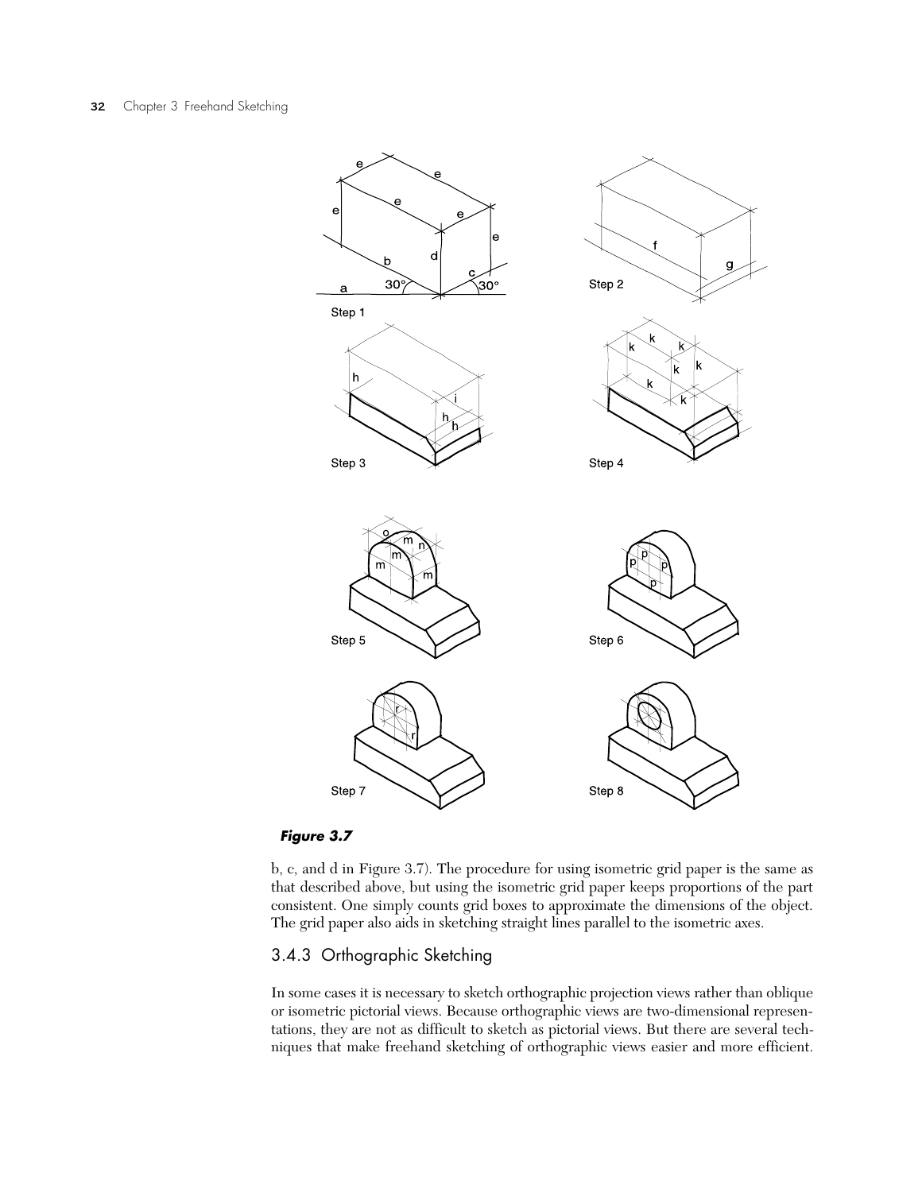**Figure 3.7**

b, c, and d in Figure 3.7). The procedure for using isometric grid paper is the same as that described above, but using the isometric grid paper keeps proportions of the part consistent. One simply counts grid boxes to approximate the dimensions of the object. The grid paper also aids in sketching straight lines parallel to the isometric axes.

### 3.4.3 Orthographic Sketching

In some cases it is necessary to sketch orthographic projection views rather than oblique or isometric pictorial views. Because orthographic views are two-dimensional representations, they are not as difficult to sketch as pictorial views. But there are several techniques that make freehand sketching of orthographic views easier and more efficient.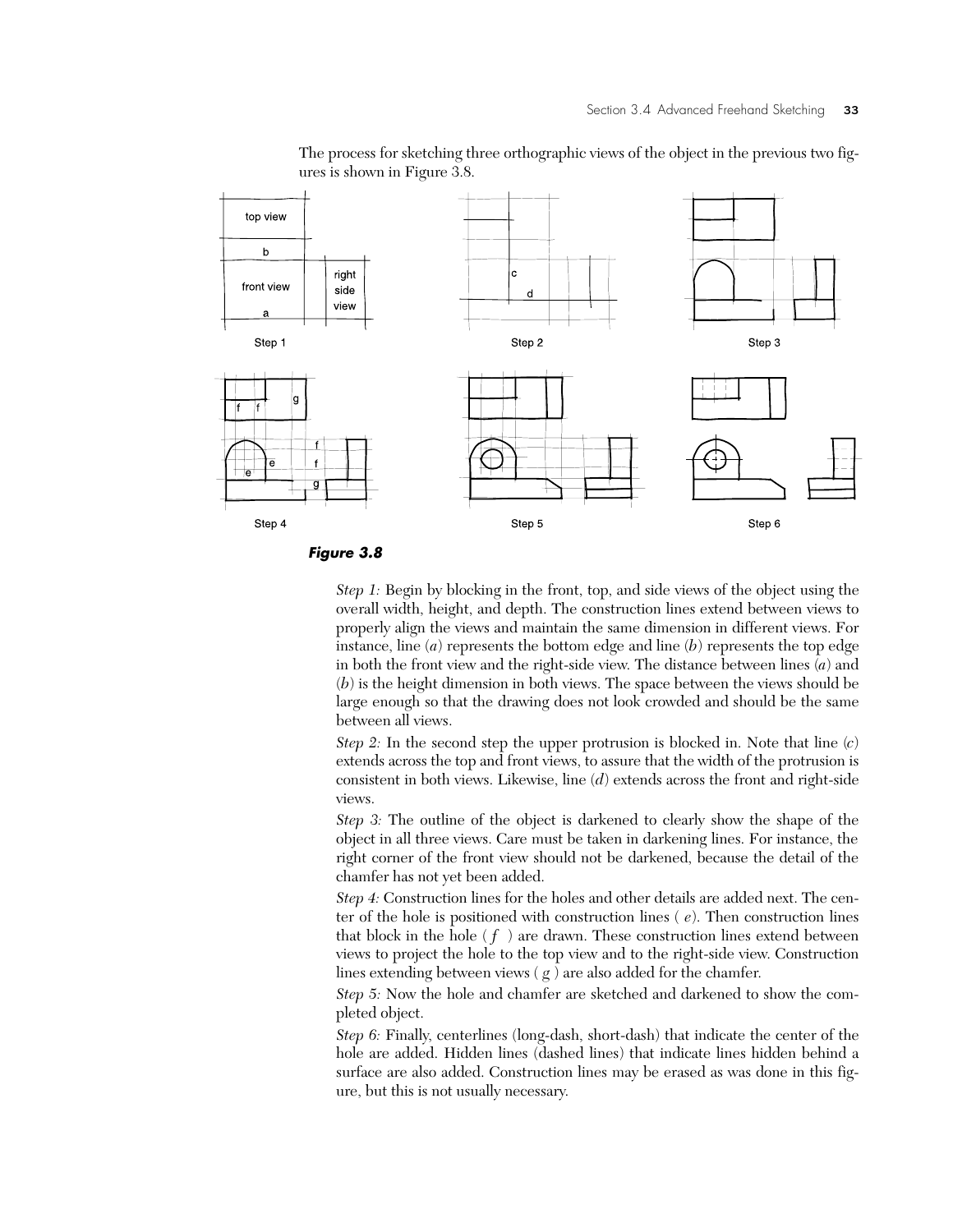The process for sketching three orthographic views of the object in the previous two figures is shown in Figure 3.8.

***Figure 3.8***

*Step 1:* Begin by blocking in the front, top, and side views of the object using the overall width, height, and depth. The construction lines extend between views to properly align the views and maintain the same dimension in different views. For instance, line (*a*) represents the bottom edge and line (*b*) represents the top edge in both the front view and the right-side view. The distance between lines (*a*) and (*b*) is the height dimension in both views. The space between the views should be large enough so that the drawing does not look crowded and should be the same between all views.

*Step 2:* In the second step the upper protrusion is blocked in. Note that line (*c*) extends across the top and front views, to assure that the width of the protrusion is consistent in both views. Likewise, line (*d*) extends across the front and right-side views.

*Step 3:* The outline of the object is darkened to clearly show the shape of the object in all three views. Care must be taken in darkening lines. For instance, the right corner of the front view should not be darkened, because the detail of the chamfer has not yet been added.

*Step 4:* Construction lines for the holes and other details are added next. The center of the hole is positioned with construction lines ( *e*). Then construction lines that block in the hole ( *f* ) are drawn. These construction lines extend between views to project the hole to the top view and to the right-side view. Construction lines extending between views ( *g* ) are also added for the chamfer.

*Step 5:* Now the hole and chamfer are sketched and darkened to show the completed object.

*Step 6:* Finally, centerlines (long-dash, short-dash) that indicate the center of the hole are added. Hidden lines (dashed lines) that indicate lines hidden behind a surface are also added. Construction lines may be erased as was done in this figure, but this is not usually necessary.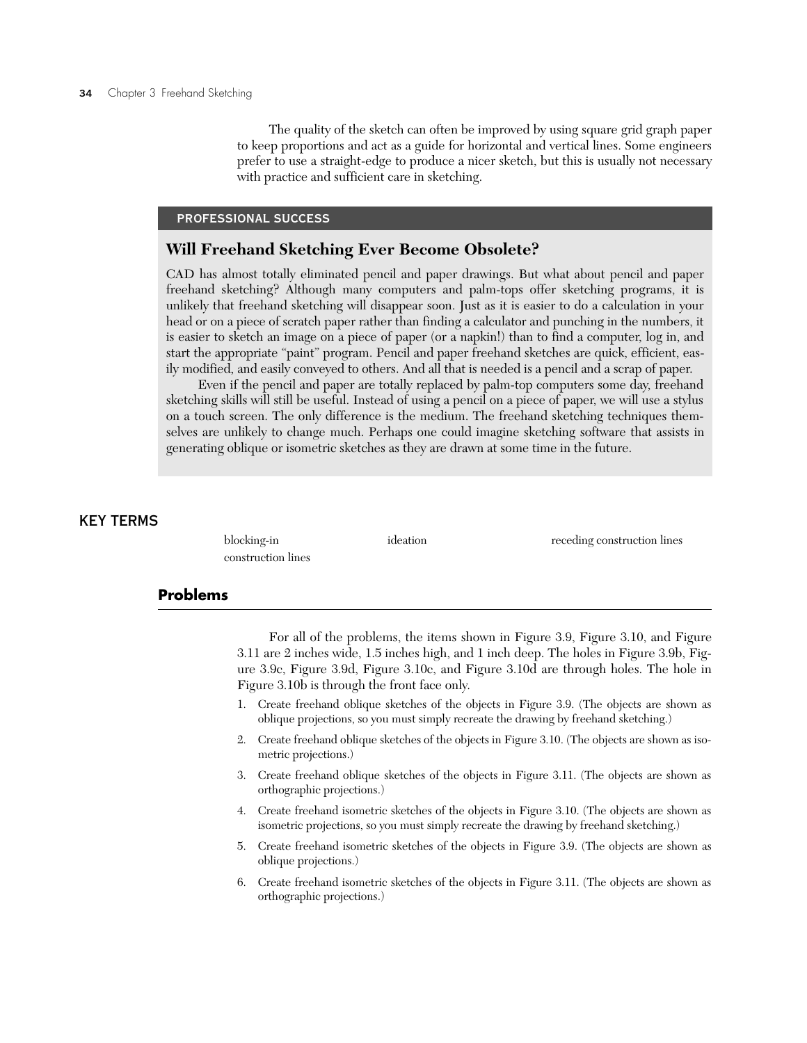The quality of the sketch can often be improved by using square grid graph paper to keep proportions and act as a guide for horizontal and vertical lines. Some engineers prefer to use a straight-edge to produce a nicer sketch, but this is usually not necessary with practice and sufficient care in sketching.

**PROFESSIONAL SUCCESS**

### Will Freehand Sketching Ever Become Obsolete?

CAD has almost totally eliminated pencil and paper drawings. But what about pencil and paper freehand sketching? Although many computers and palm-tops offer sketching programs, it is unlikely that freehand sketching will disappear soon. Just as it is easier to do a calculation in your head or on a piece of scratch paper rather than finding a calculator and punching in the numbers, it is easier to sketch an image on a piece of paper (or a napkin!) than to find a computer, log in, and start the appropriate "paint" program. Pencil and paper freehand sketches are quick, efficient, easily modified, and easily conveyed to others. And all that is needed is a pencil and a scrap of paper.

Even if the pencil and paper are totally replaced by palm-top computers some day, freehand sketching skills will still be useful. Instead of using a pencil on a piece of paper, we will use a stylus on a touch screen. The only difference is the medium. The freehand sketching techniques themselves are unlikely to change much. Perhaps one could imagine sketching software that assists in generating oblique or isometric sketches as they are drawn at some time in the future.

## KEY TERMS

- blocking-in
- construction lines
- ideation
- receding construction lines

## Problems

For all of the problems, the items shown in Figure 3.9, Figure 3.10, and Figure 3.11 are 2 inches wide, 1.5 inches high, and 1 inch deep. The holes in Figure 3.9b, Figure 3.9c, Figure 3.9d, Figure 3.10c, and Figure 3.10d are through holes. The hole in Figure 3.10b is through the front face only.

1. Create freehand oblique sketches of the objects in Figure 3.9. (The objects are shown as oblique projections, so you must simply recreate the drawing by freehand sketching.)
2. Create freehand oblique sketches of the objects in Figure 3.10. (The objects are shown as isometric projections.)
3. Create freehand oblique sketches of the objects in Figure 3.11. (The objects are shown as orthographic projections.)
4. Create freehand isometric sketches of the objects in Figure 3.10. (The objects are shown as isometric projections, so you must simply recreate the drawing by freehand sketching.)
5. Create freehand isometric sketches of the objects in Figure 3.9. (The objects are shown as oblique projections.)
6. Create freehand isometric sketches of the objects in Figure 3.11. (The objects are shown as orthographic projections.)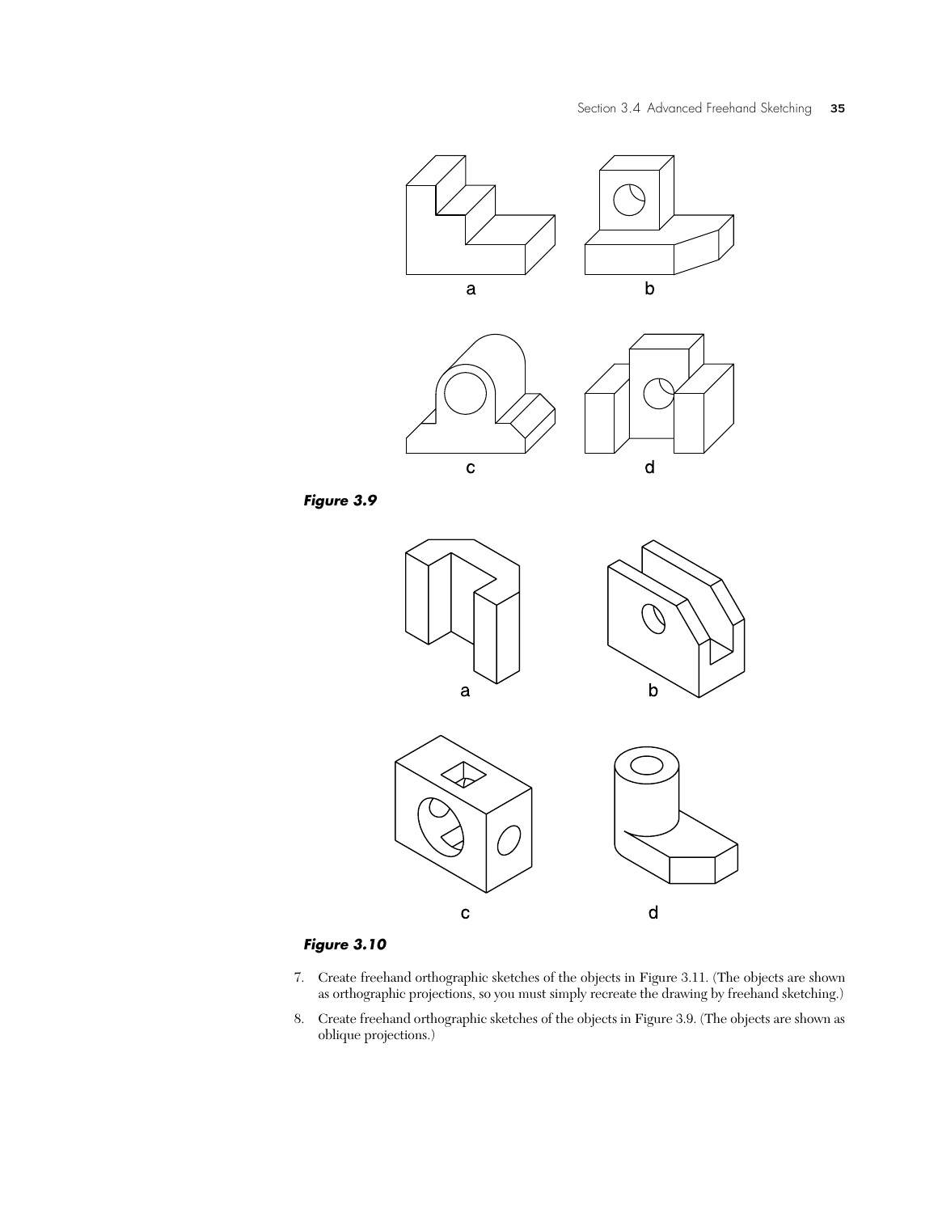a

b

c

d

***Figure 3.9***

a

b

c

d

***Figure 3.10***

7. Create freehand orthographic sketches of the objects in Figure 3.11. (The objects are shown as orthographic projections, so you must simply recreate the drawing by freehand sketching.)
8. Create freehand orthographic sketches of the objects in Figure 3.9. (The objects are shown as oblique projections.)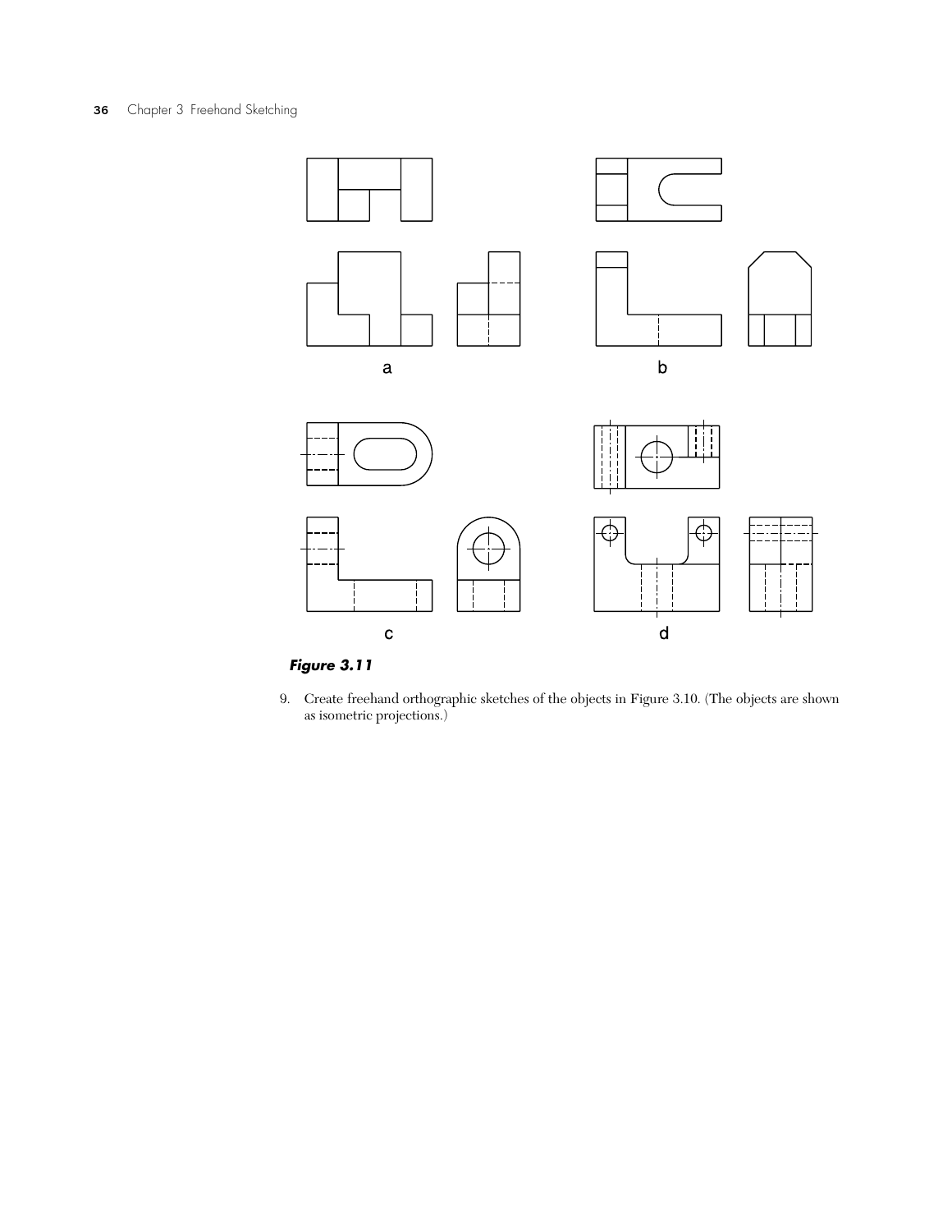a

b

c

d

***Figure 3.11***

9. Create freehand orthographic sketches of the objects in Figure 3.10. (The objects are shown as isometric projections.)